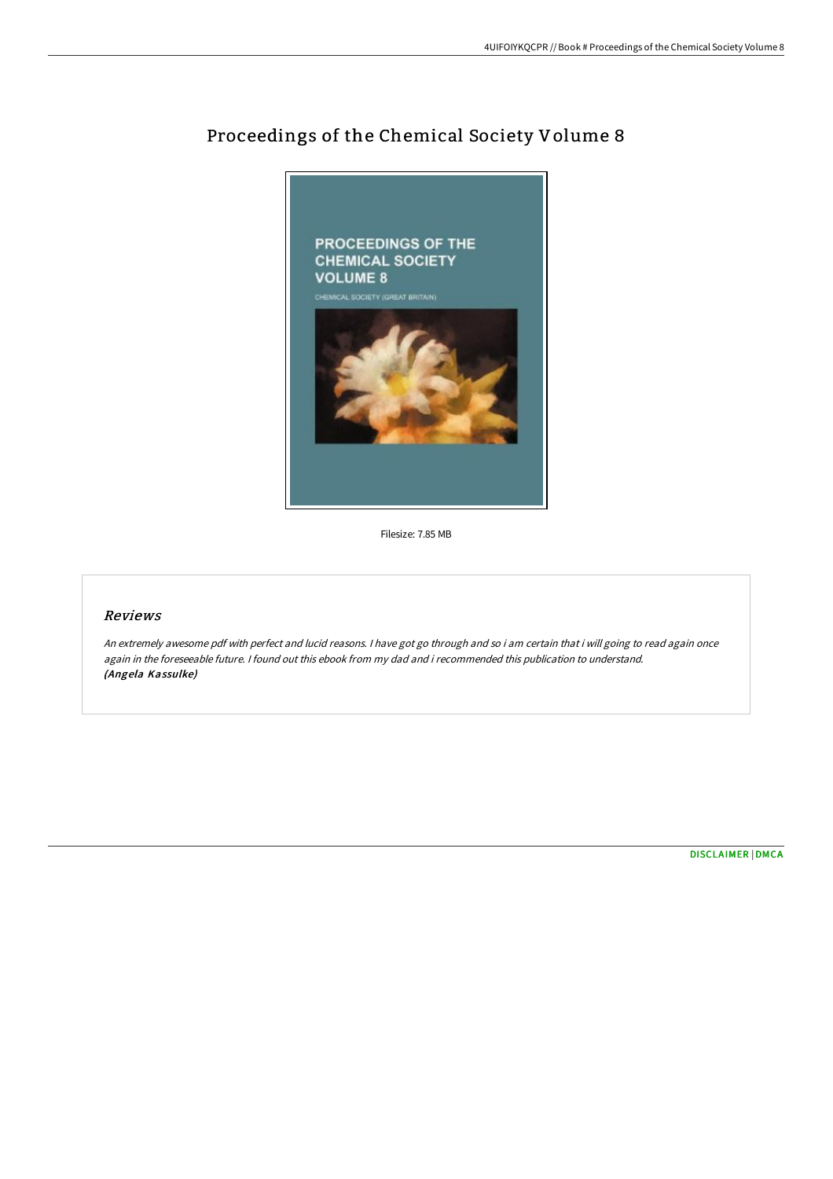# Proceedings of the Chemical Society Volume 8

Filesize: 7.85 MB

## *Reviews*

*An extremely awesome pdf with perfect and lucid reasons. I have got go through and so i am certain that i will going to read again once again in the foreseeable future. I found out this ebook from my dad and i recommended this publication to understand.*
*(Angela Kassulke)*

DISCLAIMER | DMCA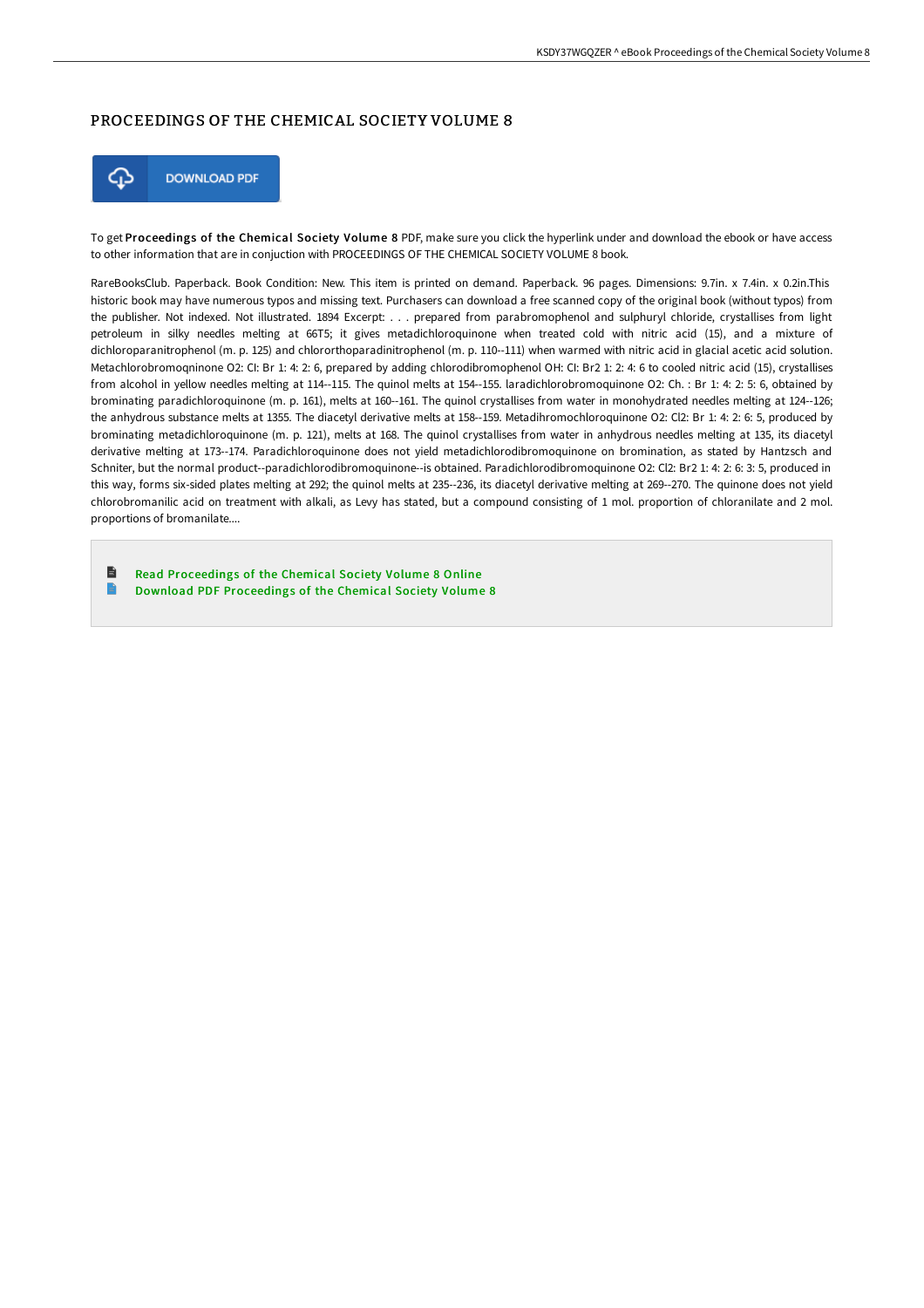# PROCEEDINGS OF THE CHEMICAL SOCIETY VOLUME 8

DOWNLOAD PDF

To get **Proceedings of the Chemical Society Volume 8** PDF, make sure you click the hyperlink under and download the ebook or have access to other information that are in conjuction with PROCEEDINGS OF THE CHEMICAL SOCIETY VOLUME 8 book.

RareBooksClub. Paperback. Book Condition: New. This item is printed on demand. Paperback. 96 pages. Dimensions: 9.7in. x 7.4in. x 0.2in.This historic book may have numerous typos and missing text. Purchasers can download a free scanned copy of the original book (without typos) from the publisher. Not indexed. Not illustrated. 1894 Excerpt: . . . prepared from parabromophenol and sulphuryl chloride, crystallises from light petroleum in silky needles melting at 66T5; it gives metadichloroquinone when treated cold with nitric acid (15), and a mixture of dichloroparanitrophenol (m. p. 125) and chlororthoparadinitrophenol (m. p. 110--111) when warmed with nitric acid in glacial acetic acid solution. Metachlorobromoqninone O2: CI: Br 1: 4: 2: 6, prepared by adding chlorodibromophenol OH: CI: Br2 1: 2: 4: 6 to cooled nitric acid (15), crystallises from alcohol in yellow needles melting at 114--115. The quinol melts at 154--155. laradichlorobromoquinone O2: Ch. : Br 1: 4: 2: 5: 6, obtained by brominating paradichloroquinone (m. p. 161), melts at 160--161. The quinol crystallises from water in monohydrated needles melting at 124--126; the anhydrous substance melts at 1355. The diacetyl derivative melts at 158--159. Metadihromochloroquinone O2: Cl2: Br 1: 4: 2: 6: 5, produced by brominating metadichloroquinone (m. p. 121), melts at 168. The quinol crystallises from water in anhydrous needles melting at 135, its diacetyl derivative melting at 173--174. Paradichloroquinone does not yield metadichlorodibromoquinone on bromination, as stated by Hantzsch and Schniter, but the normal product--paradichlorodibromoquinone--is obtained. Paradichlorodibromoquinone O2: Cl2: Br2 1: 4: 2: 6: 3: 5, produced in this way, forms six-sided plates melting at 292; the quinol melts at 235--236, its diacetyl derivative melting at 269--270. The quinone does not yield chlorobromanilic acid on treatment with alkali, as Levy has stated, but a compound consisting of 1 mol. proportion of chloranilate and 2 mol. proportions of bromanilate....

- Read Proceedings of the Chemical Society Volume 8 Online
- Download PDF Proceedings of the Chemical Society Volume 8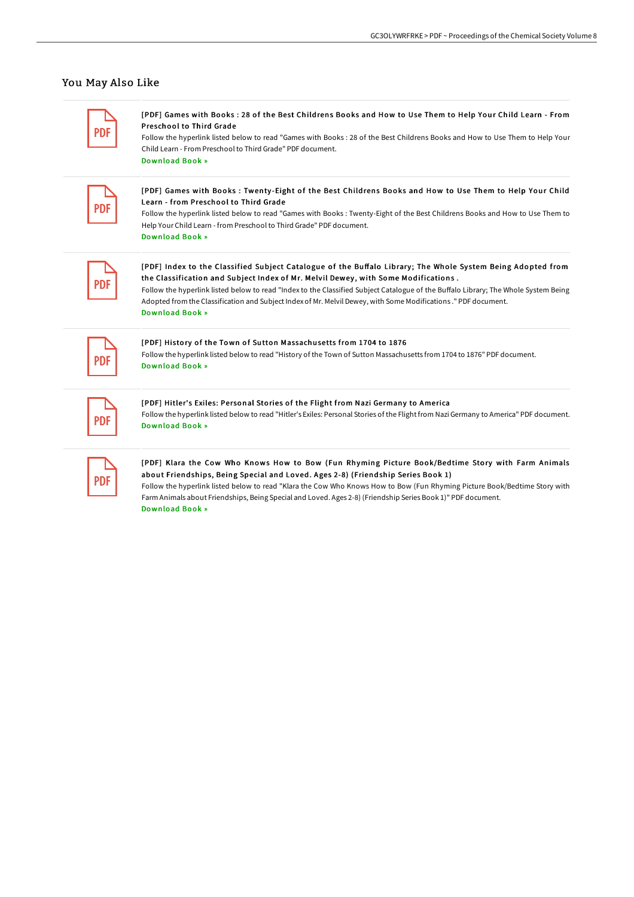## You May Also Like

**[PDF] Games with Books : 28 of the Best Childrens Books and How to Use Them to Help Your Child Learn - From Preschool to Third Grade**

Follow the hyperlink listed below to read "Games with Books : 28 of the Best Childrens Books and How to Use Them to Help Your Child Learn - From Preschool to Third Grade" PDF document.

Download Book »

**[PDF] Games with Books : Twenty-Eight of the Best Childrens Books and How to Use Them to Help Your Child Learn - from Preschool to Third Grade**

Follow the hyperlink listed below to read "Games with Books : Twenty-Eight of the Best Childrens Books and How to Use Them to Help Your Child Learn - from Preschool to Third Grade" PDF document.

Download Book »

**[PDF] Index to the Classified Subject Catalogue of the Buffalo Library; The Whole System Being Adopted from the Classification and Subject Index of Mr. Melvil Dewey, with Some Modifications .**

Follow the hyperlink listed below to read "Index to the Classified Subject Catalogue of the Buffalo Library; The Whole System Being Adopted from the Classification and Subject Index of Mr. Melvil Dewey, with Some Modifications ." PDF document.

Download Book »

**[PDF] History of the Town of Sutton Massachusetts from 1704 to 1876**

Follow the hyperlink listed below to read "History of the Town of Sutton Massachusetts from 1704 to 1876" PDF document.

Download Book »

**[PDF] Hitler's Exiles: Personal Stories of the Flight from Nazi Germany to America**

Follow the hyperlink listed below to read "Hitler's Exiles: Personal Stories of the Flight from Nazi Germany to America" PDF document.

Download Book »

**[PDF] Klara the Cow Who Knows How to Bow (Fun Rhyming Picture Book/Bedtime Story with Farm Animals about Friendships, Being Special and Loved. Ages 2-8) (Friendship Series Book 1)**

Follow the hyperlink listed below to read "Klara the Cow Who Knows How to Bow (Fun Rhyming Picture Book/Bedtime Story with Farm Animals about Friendships, Being Special and Loved. Ages 2-8) (Friendship Series Book 1)" PDF document.

Download Book »